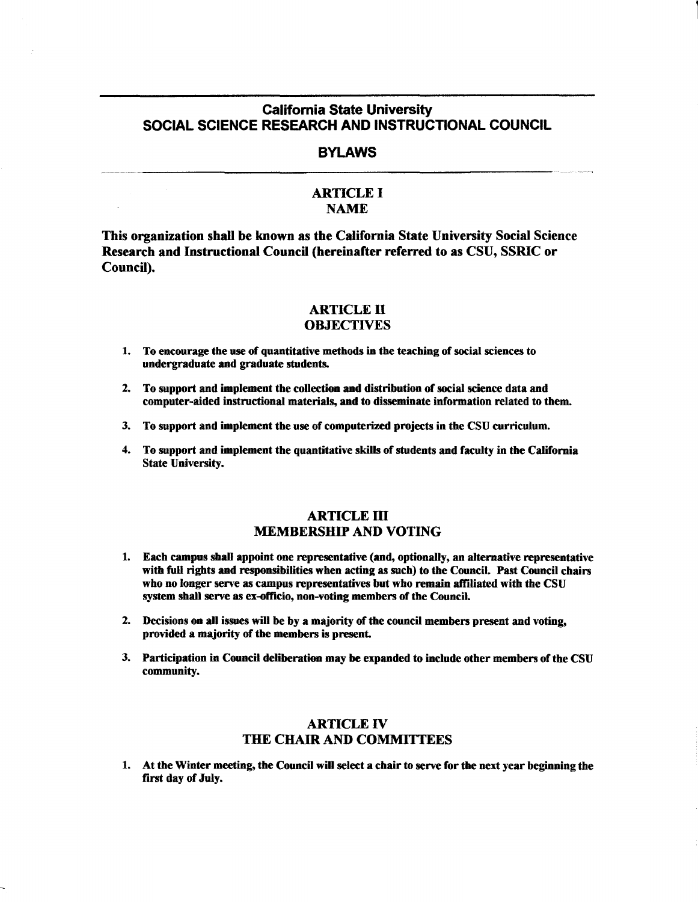# California State University
# SOCIAL SCIENCE RESEARCH AND INSTRUCTIONAL COUNCIL

## BYLAWS

## ARTICLE I
## NAME

**This organization shall be known as the California State University Social Science Research and Instructional Council (hereinafter referred to as CSU, SSRIC or Council).**

## ARTICLE II
## OBJECTIVES

1. **To encourage the use of quantitative methods in the teaching of social sciences to undergraduate and graduate students.**

2. **To support and implement the collection and distribution of social science data and computer-aided instructional materials, and to disseminate information related to them.**

3. **To support and implement the use of computerized projects in the CSU curriculum.**

4. **To support and implement the quantitative skills of students and faculty in the California State University.**

## ARTICLE III
## MEMBERSHIP AND VOTING

1. **Each campus shall appoint one representative (and, optionally, an alternative representative with full rights and responsibilities when acting as such) to the Council. Past Council chairs who no longer serve as campus representatives but who remain affiliated with the CSU system shall serve as ex-officio, non-voting members of the Council.**

2. **Decisions on all issues will be by a majority of the council members present and voting, provided a majority of the members is present.**

3. **Participation in Council deliberation may be expanded to include other members of the CSU community.**

## ARTICLE IV
## THE CHAIR AND COMMITTEES

1. **At the Winter meeting, the Council will select a chair to serve for the next year beginning the first day of July.**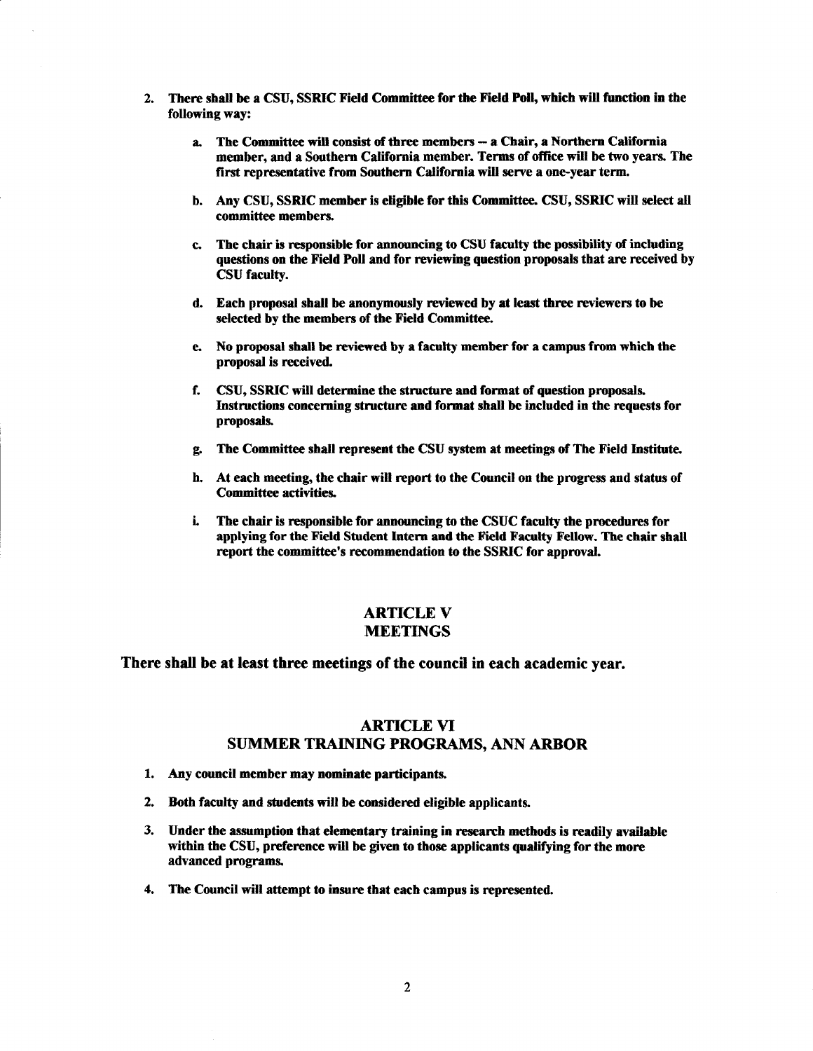2. **There shall be a CSU, SSRIC Field Committee for the Field Poll, which will function in the following way:**

   a. **The Committee will consist of three members -- a Chair, a Northern California member, and a Southern California member. Terms of office will be two years. The first representative from Southern California will serve a one-year term.**

   b. **Any CSU, SSRIC member is eligible for this Committee. CSU, SSRIC will select all committee members.**

   c. **The chair is responsible for announcing to CSU faculty the possibility of including questions on the Field Poll and for reviewing question proposals that are received by CSU faculty.**

   d. **Each proposal shall be anonymously reviewed by at least three reviewers to be selected by the members of the Field Committee.**

   e. **No proposal shall be reviewed by a faculty member for a campus from which the proposal is received.**

   f. **CSU, SSRIC will determine the structure and format of question proposals. Instructions concerning structure and format shall be included in the requests for proposals.**

   g. **The Committee shall represent the CSU system at meetings of The Field Institute.**

   h. **At each meeting, the chair will report to the Council on the progress and status of Committee activities.**

   i. **The chair is responsible for announcing to the CSUC faculty the procedures for applying for the Field Student Intern and the Field Faculty Fellow. The chair shall report the committee's recommendation to the SSRIC for approval.**

## ARTICLE V
## MEETINGS

**There shall be at least three meetings of the council in each academic year.**

## ARTICLE VI
## SUMMER TRAINING PROGRAMS, ANN ARBOR

1. **Any council member may nominate participants.**

2. **Both faculty and students will be considered eligible applicants.**

3. **Under the assumption that elementary training in research methods is readily available within the CSU, preference will be given to those applicants qualifying for the more advanced programs.**

4. **The Council will attempt to insure that each campus is represented.**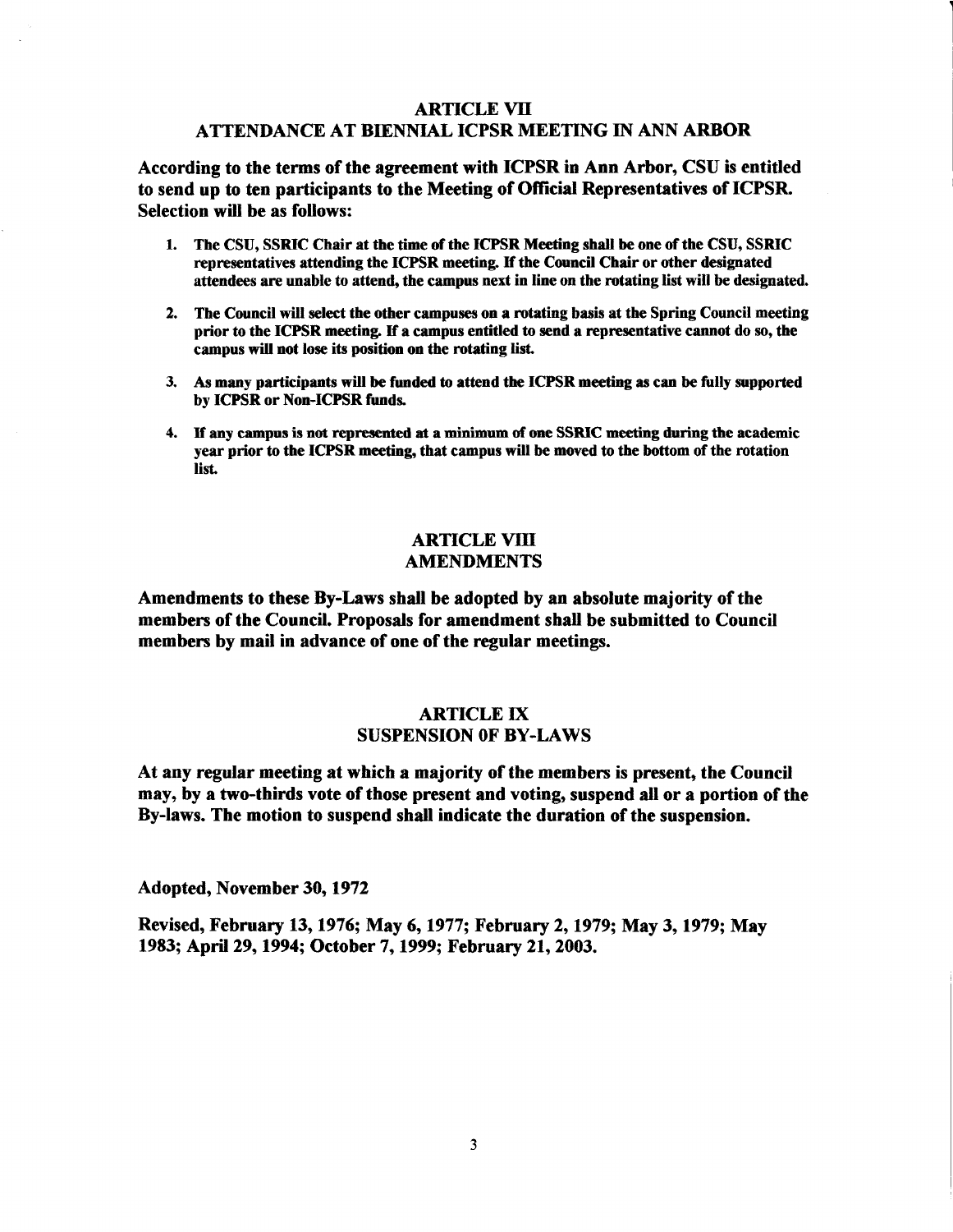## ARTICLE VII
## ATTENDANCE AT BIENNIAL ICPSR MEETING IN ANN ARBOR

**According to the terms of the agreement with ICPSR in Ann Arbor, CSU is entitled to send up to ten participants to the Meeting of Official Representatives of ICPSR. Selection will be as follows:**

1. **The CSU, SSRIC Chair at the time of the ICPSR Meeting shall be one of the CSU, SSRIC representatives attending the ICPSR meeting. If the Council Chair or other designated attendees are unable to attend, the campus next in line on the rotating list will be designated.**

2. **The Council will select the other campuses on a rotating basis at the Spring Council meeting prior to the ICPSR meeting. If a campus entitled to send a representative cannot do so, the campus will not lose its position on the rotating list.**

3. **As many participants will be funded to attend the ICPSR meeting as can be fully supported by ICPSR or Non-ICPSR funds.**

4. **If any campus is not represented at a minimum of one SSRIC meeting during the academic year prior to the ICPSR meeting, that campus will be moved to the bottom of the rotation list.**

## ARTICLE VIII
## AMENDMENTS

**Amendments to these By-Laws shall be adopted by an absolute majority of the members of the Council. Proposals for amendment shall be submitted to Council members by mail in advance of one of the regular meetings.**

## ARTICLE IX
## SUSPENSION 0F BY-LAWS

**At any regular meeting at which a majority of the members is present, the Council may, by a two-thirds vote of those present and voting, suspend all or a portion of the By-laws. The motion to suspend shall indicate the duration of the suspension.**

**Adopted, November 30, 1972**

**Revised, February 13, 1976; May 6, 1977; February 2, 1979; May 3, 1979; May 1983; April 29, 1994; October 7, 1999; February 21, 2003.**